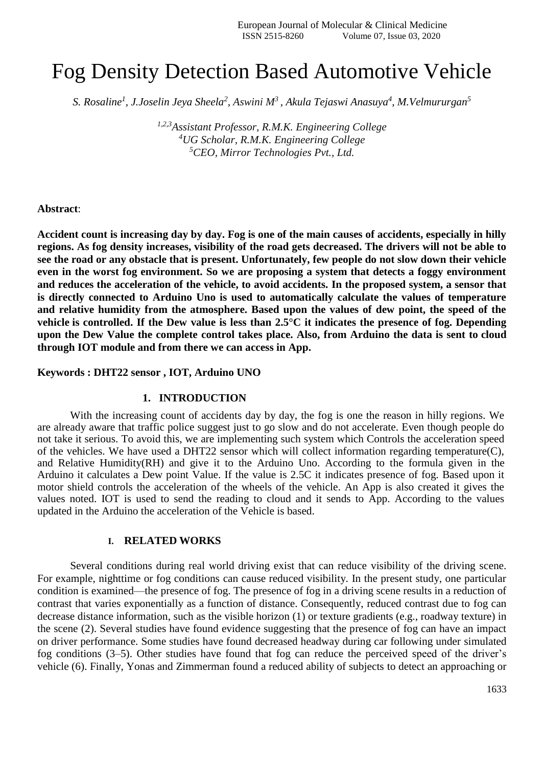# Fog Density Detection Based Automotive Vehicle

*S. Rosaline[1], J.Joselin Jeya Sheela[2], Aswini M[3] , Akula Tejaswi Anasuya[4], M.Velmururgan[5]*

*[1,2,3]Assistant Professor, R.M.K. Engineering College*
*[4]UG Scholar, R.M.K. Engineering College*
*[5]CEO, Mirror Technologies Pvt., Ltd.*

**Abstract**:

**Accident count is increasing day by day. Fog is one of the main causes of accidents, especially in hilly regions. As fog density increases, visibility of the road gets decreased. The drivers will not be able to see the road or any obstacle that is present. Unfortunately, few people do not slow down their vehicle even in the worst fog environment. So we are proposing a system that detects a foggy environment and reduces the acceleration of the vehicle, to avoid accidents. In the proposed system, a sensor that is directly connected to Arduino Uno is used to automatically calculate the values of temperature and relative humidity from the atmosphere. Based upon the values of dew point, the speed of the vehicle is controlled. If the Dew value is less than 2.5°C it indicates the presence of fog. Depending upon the Dew Value the complete control takes place. Also, from Arduino the data is sent to cloud through IOT module and from there we can access in App.**

**Keywords : DHT22 sensor , IOT, Arduino UNO**

## 1. INTRODUCTION

With the increasing count of accidents day by day, the fog is one the reason in hilly regions. We are already aware that traffic police suggest just to go slow and do not accelerate. Even though people do not take it serious. To avoid this, we are implementing such system which Controls the acceleration speed of the vehicles. We have used a DHT22 sensor which will collect information regarding temperature(C), and Relative Humidity(RH) and give it to the Arduino Uno. According to the formula given in the Arduino it calculates a Dew point Value. If the value is 2.5C it indicates presence of fog. Based upon it motor shield controls the acceleration of the wheels of the vehicle. An App is also created it gives the values noted. IOT is used to send the reading to cloud and it sends to App. According to the values updated in the Arduino the acceleration of the Vehicle is based.

## I. RELATED WORKS

Several conditions during real world driving exist that can reduce visibility of the driving scene. For example, nighttime or fog conditions can cause reduced visibility. In the present study, one particular condition is examined—the presence of fog. The presence of fog in a driving scene results in a reduction of contrast that varies exponentially as a function of distance. Consequently, reduced contrast due to fog can decrease distance information, such as the visible horizon (1) or texture gradients (e.g., roadway texture) in the scene (2). Several studies have found evidence suggesting that the presence of fog can have an impact on driver performance. Some studies have found decreased headway during car following under simulated fog conditions (3–5). Other studies have found that fog can reduce the perceived speed of the driver's vehicle (6). Finally, Yonas and Zimmerman found a reduced ability of subjects to detect an approaching or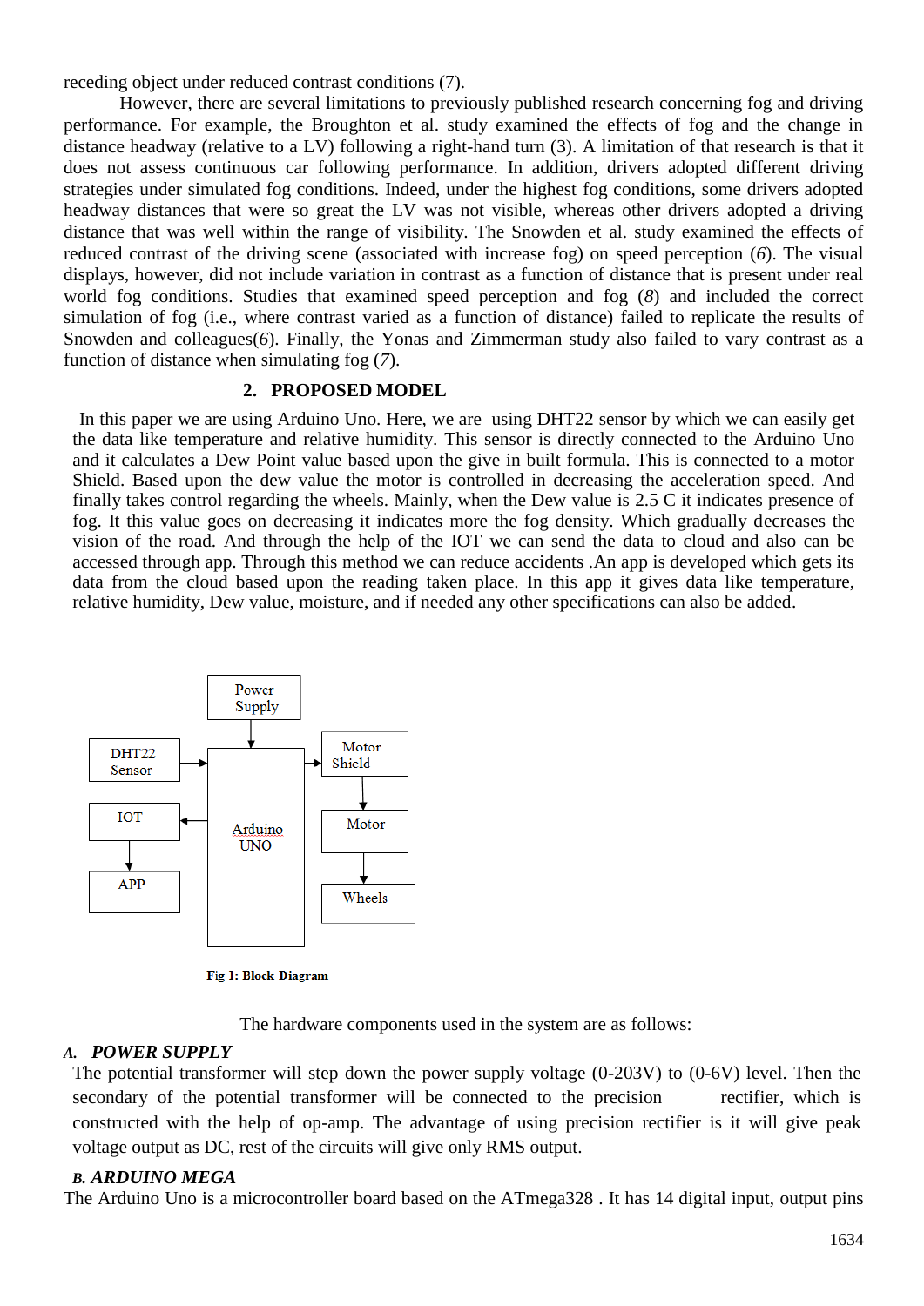receding object under reduced contrast conditions (7).

However, there are several limitations to previously published research concerning fog and driving performance. For example, the Broughton et al. study examined the effects of fog and the change in distance headway (relative to a LV) following a right-hand turn (3). A limitation of that research is that it does not assess continuous car following performance. In addition, drivers adopted different driving strategies under simulated fog conditions. Indeed, under the highest fog conditions, some drivers adopted headway distances that were so great the LV was not visible, whereas other drivers adopted a driving distance that was well within the range of visibility. The Snowden et al. study examined the effects of reduced contrast of the driving scene (associated with increase fog) on speed perception (*6*). The visual displays, however, did not include variation in contrast as a function of distance that is present under real world fog conditions. Studies that examined speed perception and fog (*8*) and included the correct simulation of fog (i.e., where contrast varied as a function of distance) failed to replicate the results of Snowden and colleagues(*6*). Finally, the Yonas and Zimmerman study also failed to vary contrast as a function of distance when simulating fog (*7*).

## 2. PROPOSED MODEL

In this paper we are using Arduino Uno. Here, we are using DHT22 sensor by which we can easily get the data like temperature and relative humidity. This sensor is directly connected to the Arduino Uno and it calculates a Dew Point value based upon the give in built formula. This is connected to a motor Shield. Based upon the dew value the motor is controlled in decreasing the acceleration speed. And finally takes control regarding the wheels. Mainly, when the Dew value is 2.5 C it indicates presence of fog. It this value goes on decreasing it indicates more the fog density. Which gradually decreases the vision of the road. And through the help of the IOT we can send the data to cloud and also can be accessed through app. Through this method we can reduce accidents .An app is developed which gets its data from the cloud based upon the reading taken place. In this app it gives data like temperature, relative humidity, Dew value, moisture, and if needed any other specifications can also be added.

**Fig 1: Block Diagram**

The hardware components used in the system are as follows:

### *A. POWER SUPPLY*

The potential transformer will step down the power supply voltage (0-203V) to (0-6V) level. Then the secondary of the potential transformer will be connected to the precision rectifier, which is constructed with the help of op-amp. The advantage of using precision rectifier is it will give peak voltage output as DC, rest of the circuits will give only RMS output.

### *B. ARDUINO MEGA*

The Arduino Uno is a microcontroller board based on the ATmega328 . It has 14 digital input, output pins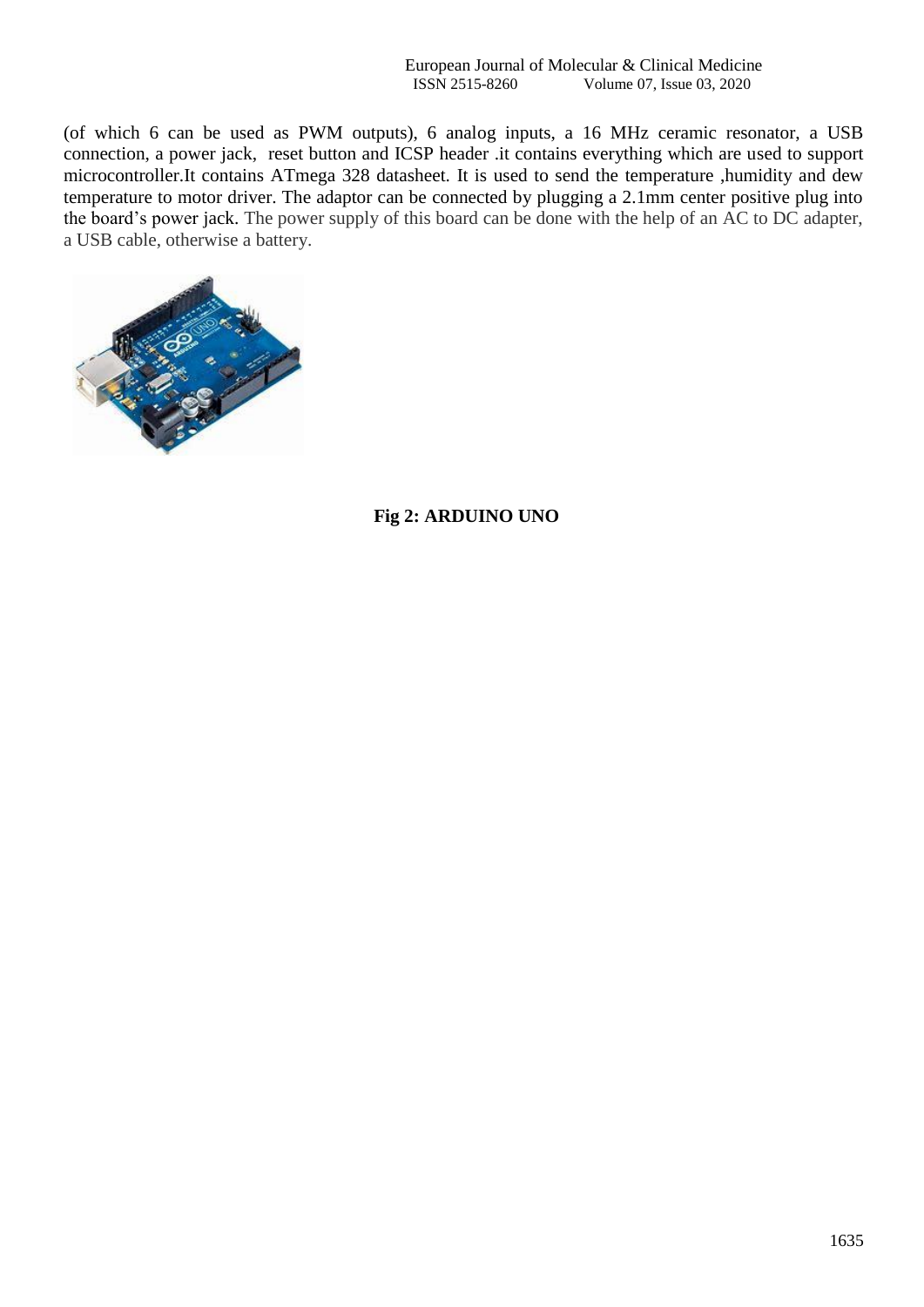(of which 6 can be used as PWM outputs), 6 analog inputs, a 16 MHz ceramic resonator, a USB connection, a power jack, reset button and ICSP header .it contains everything which are used to support microcontroller.It contains ATmega 328 datasheet. It is used to send the temperature ,humidity and dew temperature to motor driver. The adaptor can be connected by plugging a 2.1mm center positive plug into the board's power jack. The power supply of this board can be done with the help of an AC to DC adapter, a USB cable, otherwise a battery.

**Fig 2: ARDUINO UNO**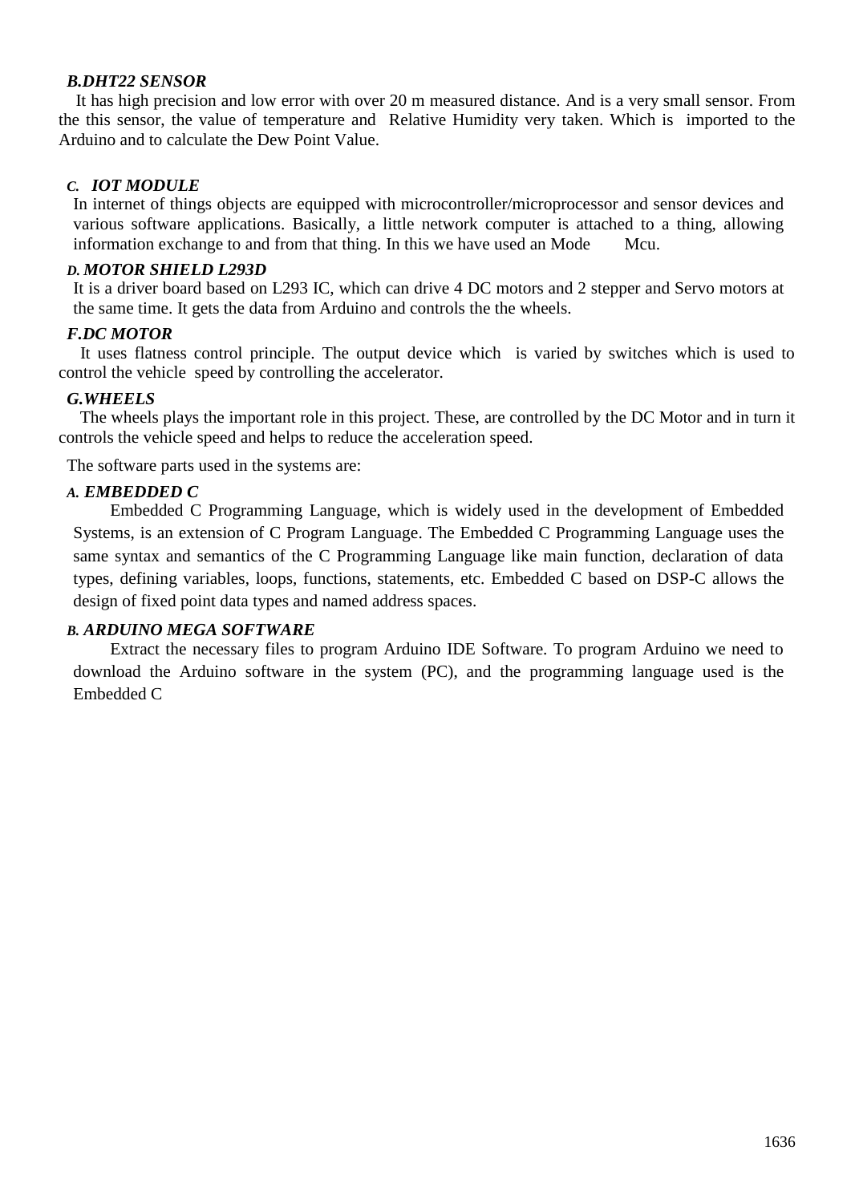### *B.DHT22 SENSOR*

It has high precision and low error with over 20 m measured distance. And is a very small sensor. From the this sensor, the value of temperature and Relative Humidity very taken. Which is imported to the Arduino and to calculate the Dew Point Value.

### *C. IOT MODULE*

In internet of things objects are equipped with microcontroller/microprocessor and sensor devices and various software applications. Basically, a little network computer is attached to a thing, allowing information exchange to and from that thing. In this we have used an Mode Mcu.

### *D. MOTOR SHIELD L293D*

It is a driver board based on L293 IC, which can drive 4 DC motors and 2 stepper and Servo motors at the same time. It gets the data from Arduino and controls the the wheels.

### *F.DC MOTOR*

It uses flatness control principle. The output device which is varied by switches which is used to control the vehicle speed by controlling the accelerator.

### *G.WHEELS*

The wheels plays the important role in this project. These, are controlled by the DC Motor and in turn it controls the vehicle speed and helps to reduce the acceleration speed.

The software parts used in the systems are:

### *A. EMBEDDED C*

Embedded C Programming Language, which is widely used in the development of Embedded Systems, is an extension of C Program Language. The Embedded C Programming Language uses the same syntax and semantics of the C Programming Language like main function, declaration of data types, defining variables, loops, functions, statements, etc. Embedded C based on DSP-C allows the design of fixed point data types and named address spaces.

### *B. ARDUINO MEGA SOFTWARE*

Extract the necessary files to program Arduino IDE Software. To program Arduino we need to download the Arduino software in the system (PC), and the programming language used is the Embedded C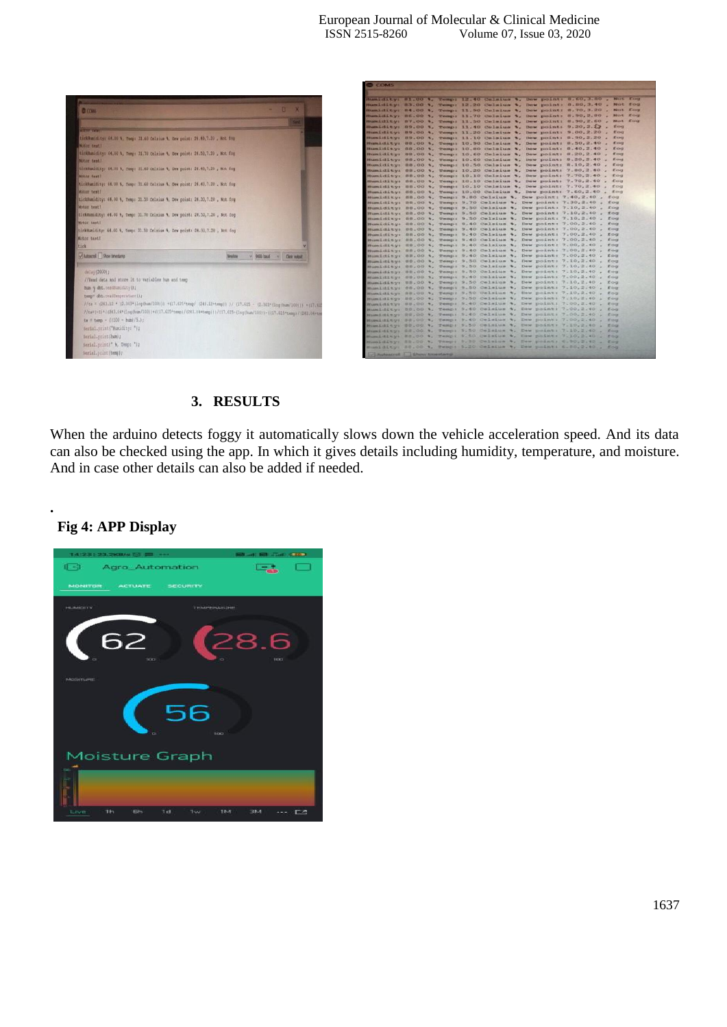## 3. RESULTS

When the arduino detects foggy it automatically slows down the vehicle acceleration speed. And its data can also be checked using the app. In which it gives details including humidity, temperature, and moisture. And in case other details can also be added if needed.

**Fig 4: APP Display**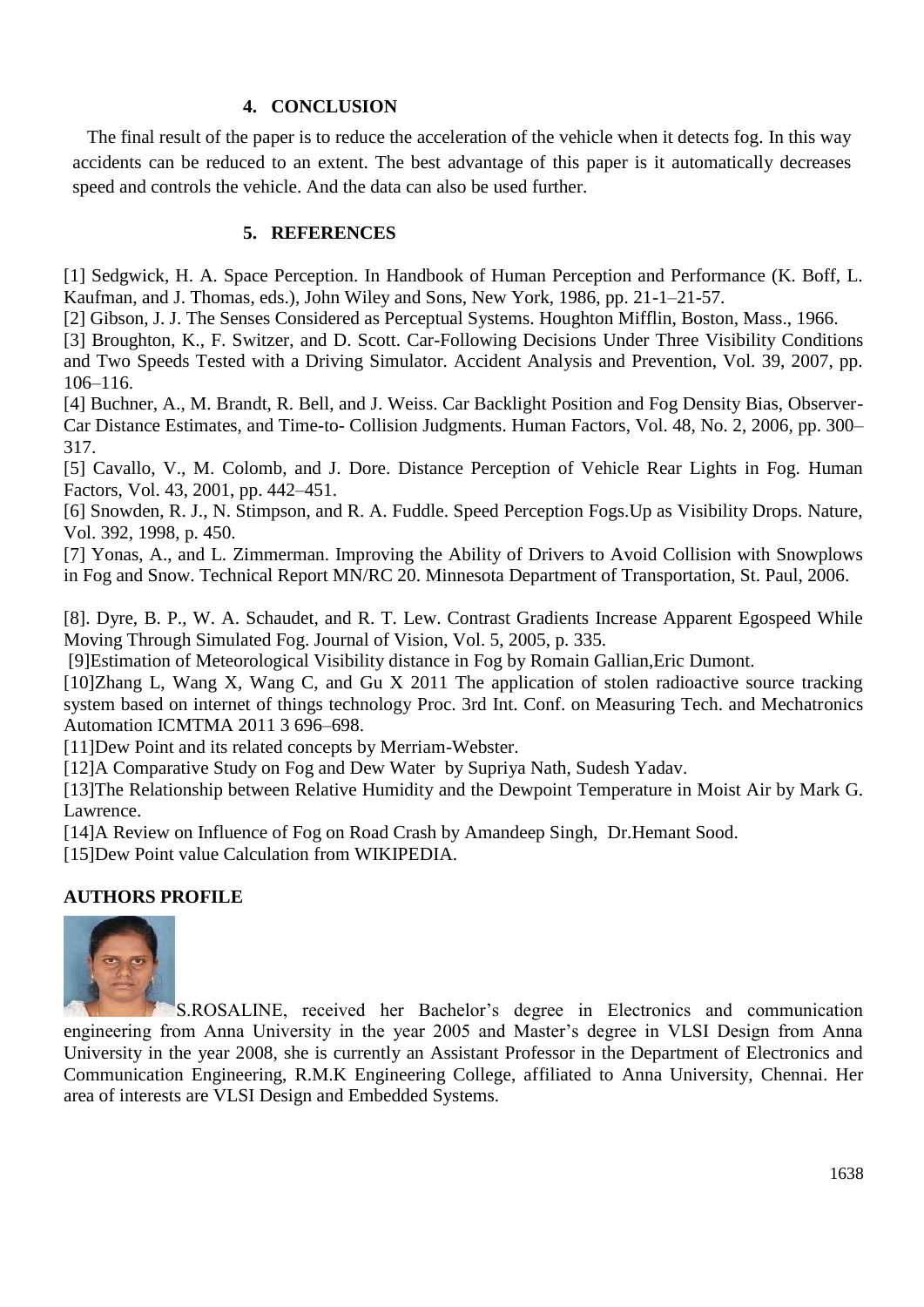## 4. CONCLUSION

The final result of the paper is to reduce the acceleration of the vehicle when it detects fog. In this way accidents can be reduced to an extent. The best advantage of this paper is it automatically decreases speed and controls the vehicle. And the data can also be used further.

## 5. REFERENCES

[1] Sedgwick, H. A. Space Perception. In Handbook of Human Perception and Performance (K. Boff, L. Kaufman, and J. Thomas, eds.), John Wiley and Sons, New York, 1986, pp. 21-1–21-57.

[2] Gibson, J. J. The Senses Considered as Perceptual Systems. Houghton Mifflin, Boston, Mass., 1966.

[3] Broughton, K., F. Switzer, and D. Scott. Car-Following Decisions Under Three Visibility Conditions and Two Speeds Tested with a Driving Simulator. Accident Analysis and Prevention, Vol. 39, 2007, pp. 106–116.

[4] Buchner, A., M. Brandt, R. Bell, and J. Weiss. Car Backlight Position and Fog Density Bias, Observer-Car Distance Estimates, and Time-to- Collision Judgments. Human Factors, Vol. 48, No. 2, 2006, pp. 300–317.

[5] Cavallo, V., M. Colomb, and J. Dore. Distance Perception of Vehicle Rear Lights in Fog. Human Factors, Vol. 43, 2001, pp. 442–451.

[6] Snowden, R. J., N. Stimpson, and R. A. Fuddle. Speed Perception Fogs.Up as Visibility Drops. Nature, Vol. 392, 1998, p. 450.

[7] Yonas, A., and L. Zimmerman. Improving the Ability of Drivers to Avoid Collision with Snowplows in Fog and Snow. Technical Report MN/RC 20. Minnesota Department of Transportation, St. Paul, 2006.

[8]. Dyre, B. P., W. A. Schaudet, and R. T. Lew. Contrast Gradients Increase Apparent Egospeed While Moving Through Simulated Fog. Journal of Vision, Vol. 5, 2005, p. 335.

[9]Estimation of Meteorological Visibility distance in Fog by Romain Gallian,Eric Dumont.

[10]Zhang L, Wang X, Wang C, and Gu X 2011 The application of stolen radioactive source tracking system based on internet of things technology Proc. 3rd Int. Conf. on Measuring Tech. and Mechatronics Automation ICMTMA 2011 3 696–698.

[11]Dew Point and its related concepts by Merriam-Webster.

[12]A Comparative Study on Fog and Dew Water by Supriya Nath, Sudesh Yadav.

[13]The Relationship between Relative Humidity and the Dewpoint Temperature in Moist Air by Mark G. Lawrence.

[14]A Review on Influence of Fog on Road Crash by Amandeep Singh, Dr.Hemant Sood.

[15]Dew Point value Calculation from WIKIPEDIA.

**AUTHORS PROFILE**

S.ROSALINE, received her Bachelor's degree in Electronics and communication engineering from Anna University in the year 2005 and Master's degree in VLSI Design from Anna University in the year 2008, she is currently an Assistant Professor in the Department of Electronics and Communication Engineering, R.M.K Engineering College, affiliated to Anna University, Chennai. Her area of interests are VLSI Design and Embedded Systems.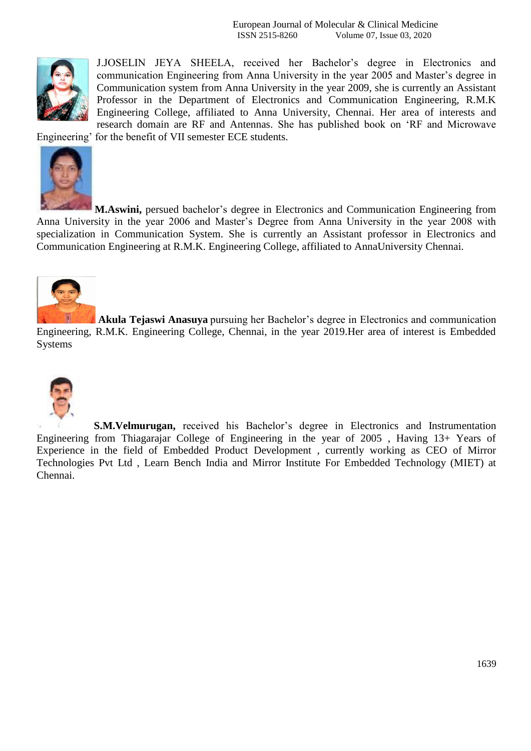J.JOSELIN JEYA SHEELA, received her Bachelor's degree in Electronics and communication Engineering from Anna University in the year 2005 and Master's degree in Communication system from Anna University in the year 2009, she is currently an Assistant Professor in the Department of Electronics and Communication Engineering, R.M.K Engineering College, affiliated to Anna University, Chennai. Her area of interests and research domain are RF and Antennas. She has published book on 'RF and Microwave Engineering' for the benefit of VII semester ECE students.

**M.Aswini,** persued bachelor's degree in Electronics and Communication Engineering from Anna University in the year 2006 and Master's Degree from Anna University in the year 2008 with specialization in Communication System. She is currently an Assistant professor in Electronics and Communication Engineering at R.M.K. Engineering College, affiliated to AnnaUniversity Chennai.

**Akula Tejaswi Anasuya** pursuing her Bachelor's degree in Electronics and communication Engineering, R.M.K. Engineering College, Chennai, in the year 2019.Her area of interest is Embedded Systems

**S.M.Velmurugan,** received his Bachelor's degree in Electronics and Instrumentation Engineering from Thiagarajar College of Engineering in the year of 2005 , Having 13+ Years of Experience in the field of Embedded Product Development , currently working as CEO of Mirror Technologies Pvt Ltd , Learn Bench India and Mirror Institute For Embedded Technology (MIET) at Chennai.